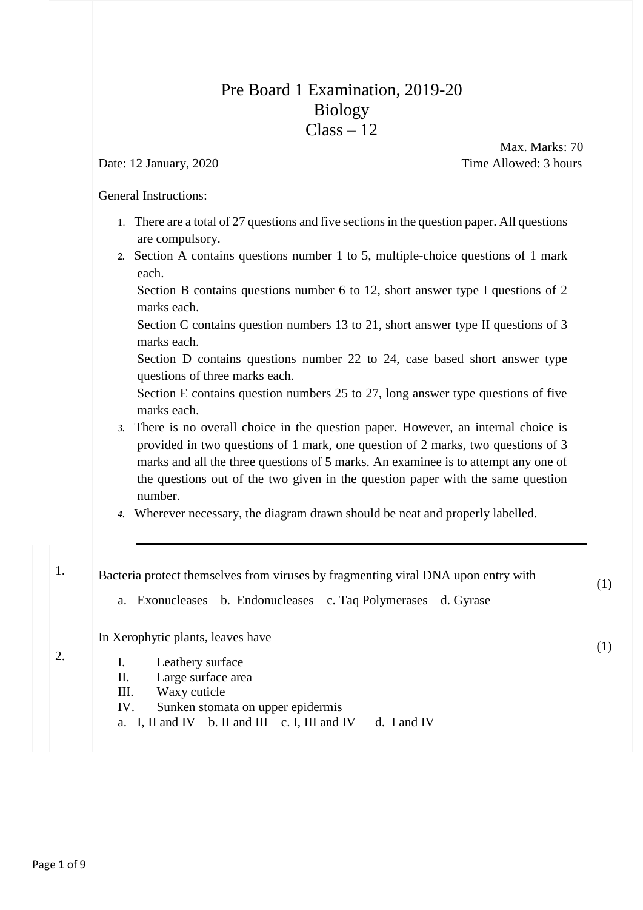# Pre Board 1 Examination, 2019-20
## Biology
## Class – 12

Max. Marks: 70

Date: 12 January, 2020 | Time Allowed: 3 hours

General Instructions:

1. There are a total of 27 questions and five sections in the question paper. All questions are compulsory.
2. Section A contains questions number 1 to 5, multiple-choice questions of 1 mark each.
   Section B contains questions number 6 to 12, short answer type I questions of 2 marks each.
   Section C contains question numbers 13 to 21, short answer type II questions of 3 marks each.
   Section D contains questions number 22 to 24, case based short answer type questions of three marks each.
   Section E contains question numbers 25 to 27, long answer type questions of five marks each.
3. There is no overall choice in the question paper. However, an internal choice is provided in two questions of 1 mark, one question of 2 marks, two questions of 3 marks and all the three questions of 5 marks. An examinee is to attempt any one of the questions out of the two given in the question paper with the same question number.
4. Wherever necessary, the diagram drawn should be neat and properly labelled.

---

1. Bacteria protect themselves from viruses by fragmenting viral DNA upon entry with (1)

   a. Exonucleases b. Endonucleases c. Taq Polymerases d. Gyrase

2. In Xerophytic plants, leaves have (1)

   I. Leathery surface
   II. Large surface area
   III. Waxy cuticle
   IV. Sunken stomata on upper epidermis

   a. I, II and IV b. II and III c. I, III and IV d. I and IV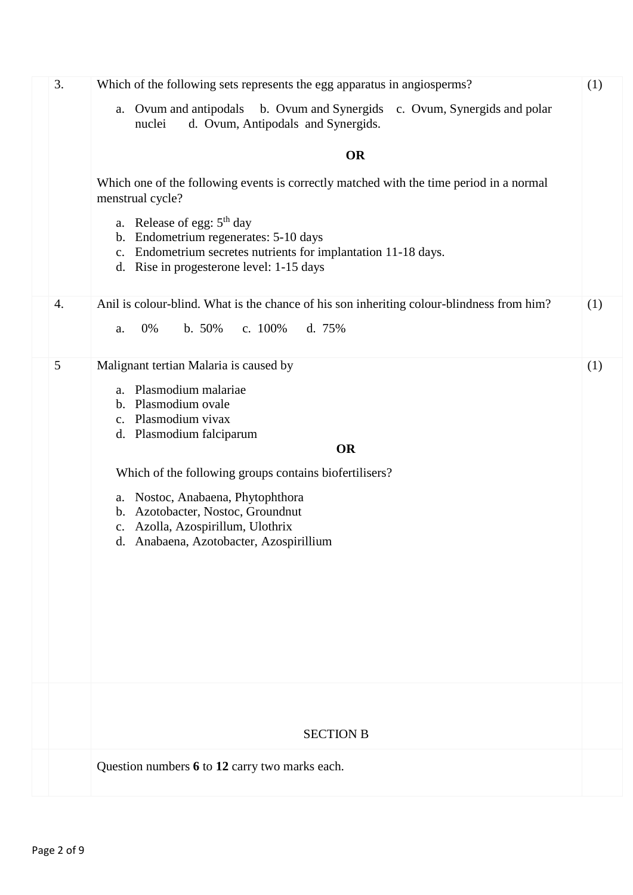3. Which of the following sets represents the egg apparatus in angiosperms? (1)

   a. Ovum and antipodals b. Ovum and Synergids c. Ovum, Synergids and polar nuclei d. Ovum, Antipodals and Synergids.

   **OR**

   Which one of the following events is correctly matched with the time period in a normal menstrual cycle?

   a. Release of egg: 5$^{th}$ day
   b. Endometrium regenerates: 5-10 days
   c. Endometrium secretes nutrients for implantation 11-18 days.
   d. Rise in progesterone level: 1-15 days

4. Anil is colour-blind. What is the chance of his son inheriting colour-blindness from him? (1)

   a. 0% b. 50% c. 100% d. 75%

5. Malignant tertian Malaria is caused by (1)

   a. Plasmodium malariae
   b. Plasmodium ovale
   c. Plasmodium vivax
   d. Plasmodium falciparum

   **OR**

   Which of the following groups contains biofertilisers?

   a. Nostoc, Anabaena, Phytophthora
   b. Azotobacter, Nostoc, Groundnut
   c. Azolla, Azospirillum, Ulothrix
   d. Anabaena, Azotobacter, Azospirillium

## SECTION B

Question numbers **6** to **12** carry two marks each.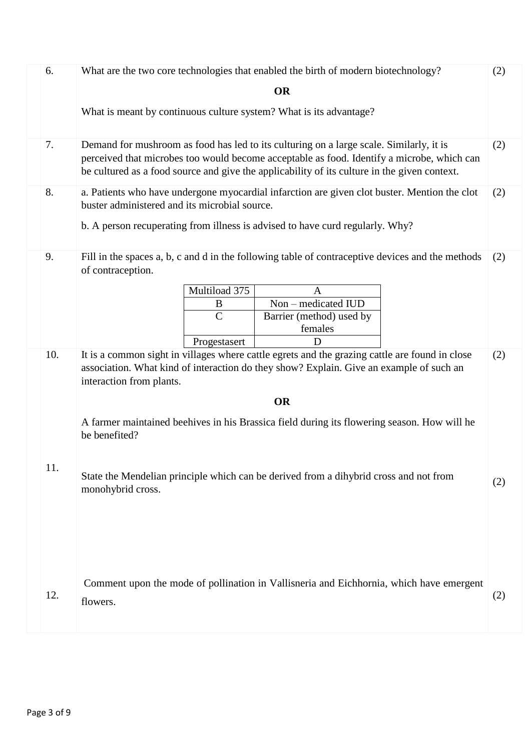| | | |
|---|---|---|
| 6. | What are the two core technologies that enabled the birth of modern biotechnology?<br><br>**OR**<br><br>What is meant by continuous culture system? What is its advantage? | (2) |
| 7. | Demand for mushroom as food has led to its culturing on a large scale. Similarly, it is perceived that microbes too would become acceptable as food. Identify a microbe, which can be cultured as a food source and give the applicability of its culture in the given context. | (2) |
| 8. | a. Patients who have undergone myocardial infarction are given clot buster. Mention the clot buster administered and its microbial source.<br><br>b. A person recuperating from illness is advised to have curd regularly. Why? | (2) |
| 9. | Fill in the spaces a, b, c and d in the following table of contraceptive devices and the methods of contraception. | (2) |

| Multiload 375 | A |
|---|---|
| B | Non – medicated IUD |
| C | Barrier (method) used by females |
| Progestasert | D |

| | | |
|---|---|---|
| 10. | It is a common sight in villages where cattle egrets and the grazing cattle are found in close association. What kind of interaction do they show? Explain. Give an example of such an interaction from plants.<br><br>**OR**<br><br>A farmer maintained beehives in his Brassica field during its flowering season. How will he be benefited? | (2) |
| 11. | State the Mendelian principle which can be derived from a dihybrid cross and not from monohybrid cross. | (2) |
| 12. | Comment upon the mode of pollination in Vallisneria and Eichhornia, which have emergent flowers. | (2) |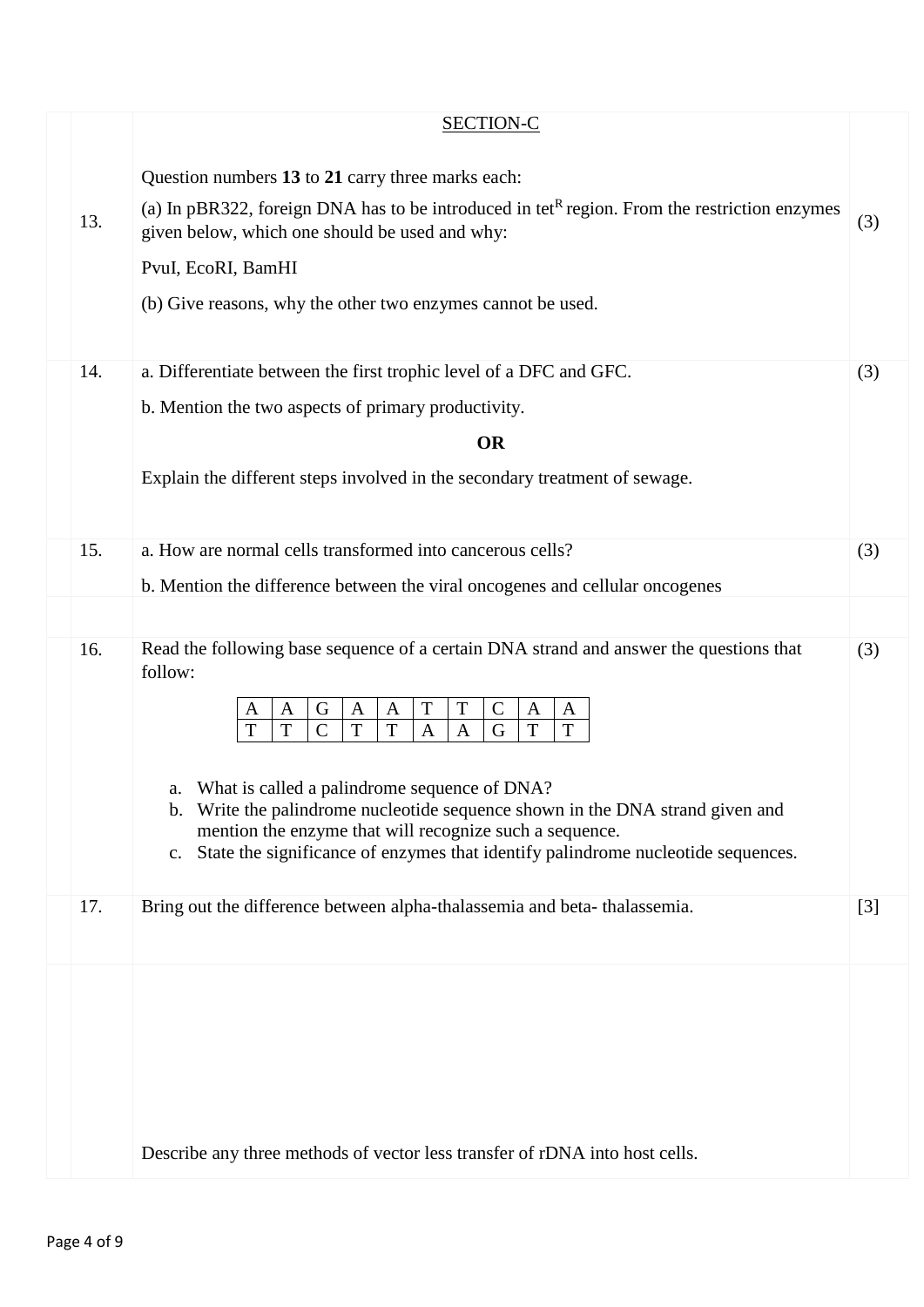## SECTION-C

Question numbers **13** to **21** carry three marks each:

13. (a) In pBR322, foreign DNA has to be introduced in $tet^R$ region. From the restriction enzymes given below, which one should be used and why: (3)

PvuI, EcoRI, BamHI

(b) Give reasons, why the other two enzymes cannot be used.

14. a. Differentiate between the first trophic level of a DFC and GFC. (3)

b. Mention the two aspects of primary productivity.

**OR**

Explain the different steps involved in the secondary treatment of sewage.

15. a. How are normal cells transformed into cancerous cells? (3)

b. Mention the difference between the viral oncogenes and cellular oncogenes

16. Read the following base sequence of a certain DNA strand and answer the questions that follow: (3)

| A | A | G | A | A | T | T | C | A | A |
|---|---|---|---|---|---|---|---|---|---|
| T | T | C | T | T | A | A | G | T | T |

a. What is called a palindrome sequence of DNA?
b. Write the palindrome nucleotide sequence shown in the DNA strand given and mention the enzyme that will recognize such a sequence.
c. State the significance of enzymes that identify palindrome nucleotide sequences.

17. Bring out the difference between alpha-thalassemia and beta- thalassemia. [3]

Describe any three methods of vector less transfer of rDNA into host cells.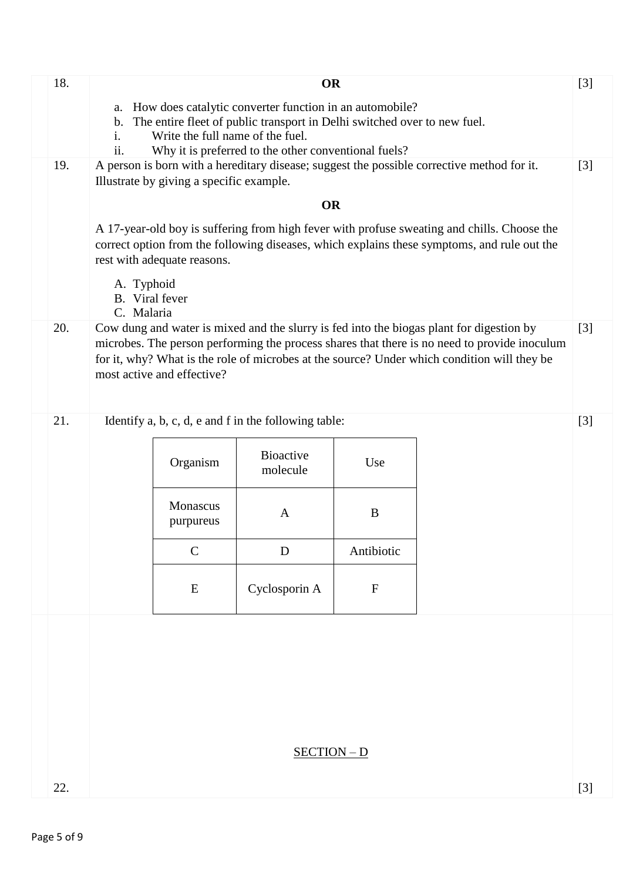18. **OR** [3]

a. How does catalytic converter function in an automobile?
b. The entire fleet of public transport in Delhi switched over to new fuel.
   i. Write the full name of the fuel.
   ii. Why it is preferred to the other conventional fuels?

19. A person is born with a hereditary disease; suggest the possible corrective method for it. Illustrate by giving a specific example. [3]

**OR**

A 17-year-old boy is suffering from high fever with profuse sweating and chills. Choose the correct option from the following diseases, which explains these symptoms, and rule out the rest with adequate reasons.

A. Typhoid
B. Viral fever
C. Malaria

20. Cow dung and water is mixed and the slurry is fed into the biogas plant for digestion by microbes. The person performing the process shares that there is no need to provide inoculum for it, why? What is the role of microbes at the source? Under which condition will they be most active and effective? [3]

21. Identify a, b, c, d, e and f in the following table: [3]

| Organism | Bioactive molecule | Use |
|---|---|---|
| Monascus purpureus | A | B |
| C | D | Antibiotic |
| E | Cyclosporin A | F |

## SECTION – D

22. [3]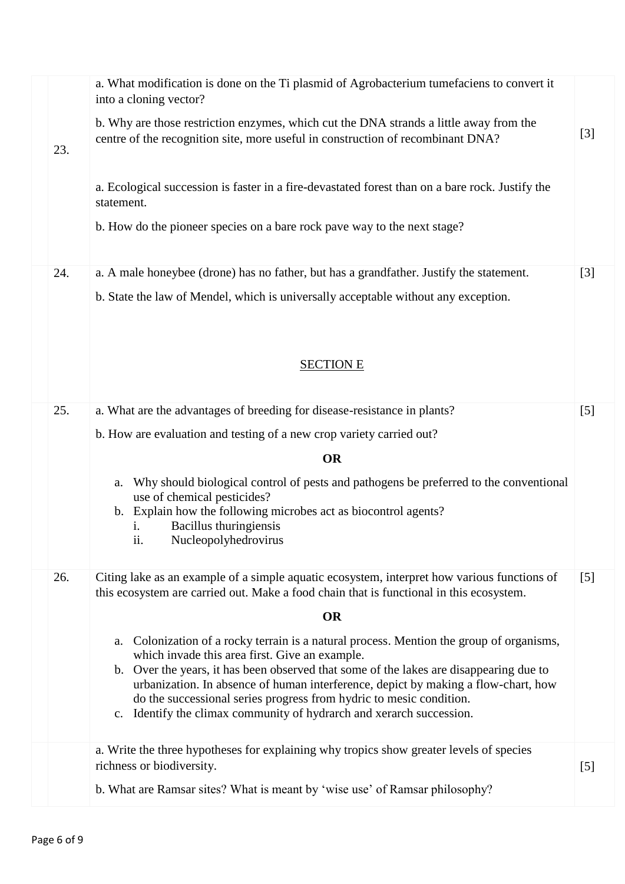| | | | |
|---|---|---|---|
| 23. | a. What modification is done on the Ti plasmid of Agrobacterium tumefaciens to convert it into a cloning vector?<br><br>b. Why are those restriction enzymes, which cut the DNA strands a little away from the centre of the recognition site, more useful in construction of recombinant DNA?<br><br>a. Ecological succession is faster in a fire-devastated forest than on a bare rock. Justify the statement.<br><br>b. How do the pioneer species on a bare rock pave way to the next stage? | [3] |
| 24. | a. A male honeybee (drone) has no father, but has a grandfather. Justify the statement.<br><br>b. State the law of Mendel, which is universally acceptable without any exception. | [3] |

## SECTION E

| | | |
|---|---|---|
| 25. | a. What are the advantages of breeding for disease-resistance in plants?<br><br>b. How are evaluation and testing of a new crop variety carried out?<br><br>**OR**<br><br>a. Why should biological control of pests and pathogens be preferred to the conventional use of chemical pesticides?<br>b. Explain how the following microbes act as biocontrol agents?<br>i. Bacillus thuringiensis<br>ii. Nucleopolyhedrovirus | [5] |
| 26. | Citing lake as an example of a simple aquatic ecosystem, interpret how various functions of this ecosystem are carried out. Make a food chain that is functional in this ecosystem.<br><br>**OR**<br><br>a. Colonization of a rocky terrain is a natural process. Mention the group of organisms, which invade this area first. Give an example.<br>b. Over the years, it has been observed that some of the lakes are disappearing due to urbanization. In absence of human interference, depict by making a flow-chart, how do the successional series progress from hydric to mesic condition.<br>c. Identify the climax community of hydrarch and xerarch succession. | [5] |
| | a. Write the three hypotheses for explaining why tropics show greater levels of species richness or biodiversity.<br><br>b. What are Ramsar sites? What is meant by 'wise use' of Ramsar philosophy? | [5] |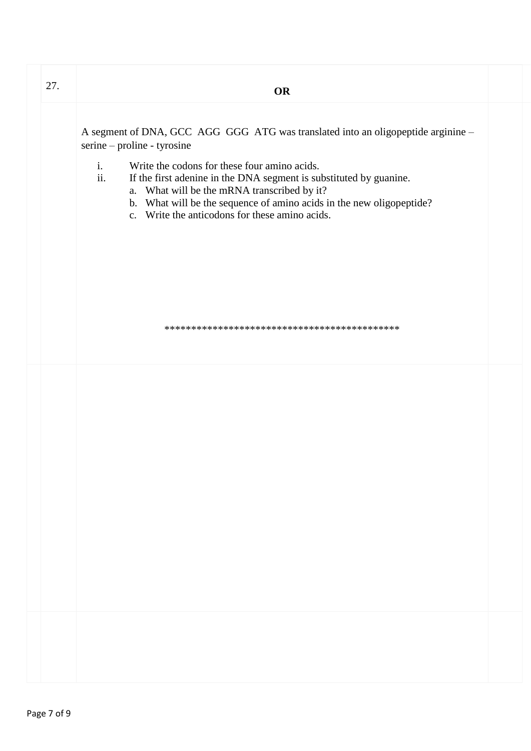27.

**OR**

A segment of DNA, GCC AGG GGG ATG was translated into an oligopeptide arginine – serine – proline - tyrosine

i. Write the codons for these four amino acids.
ii. If the first adenine in the DNA segment is substituted by guanine.
   a. What will be the mRNA transcribed by it?
   b. What will be the sequence of amino acids in the new oligopeptide?
   c. Write the anticodons for these amino acids.

*******************************************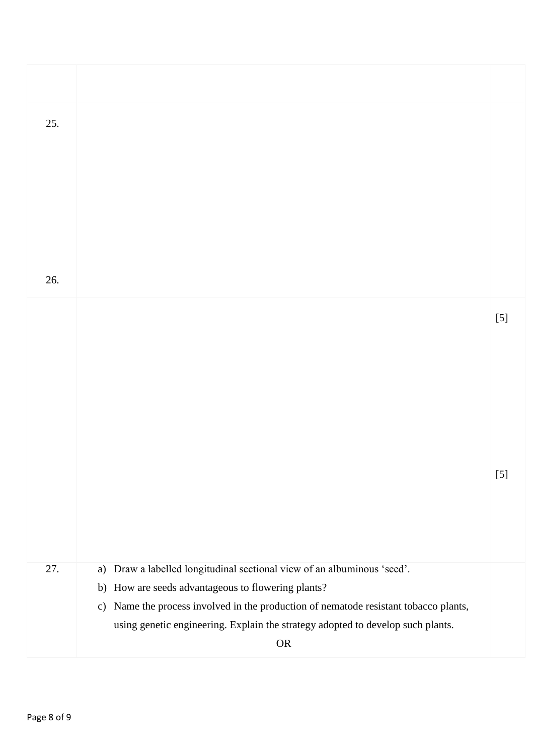| | | |
|---|---|---|
| 25. | | |
| 26. | | |
| | | [5] |
| | | [5] |
| 27. | a) Draw a labelled longitudinal sectional view of an albuminous 'seed'.<br>b) How are seeds advantageous to flowering plants?<br>c) Name the process involved in the production of nematode resistant tobacco plants, using genetic engineering. Explain the strategy adopted to develop such plants.<br>OR | |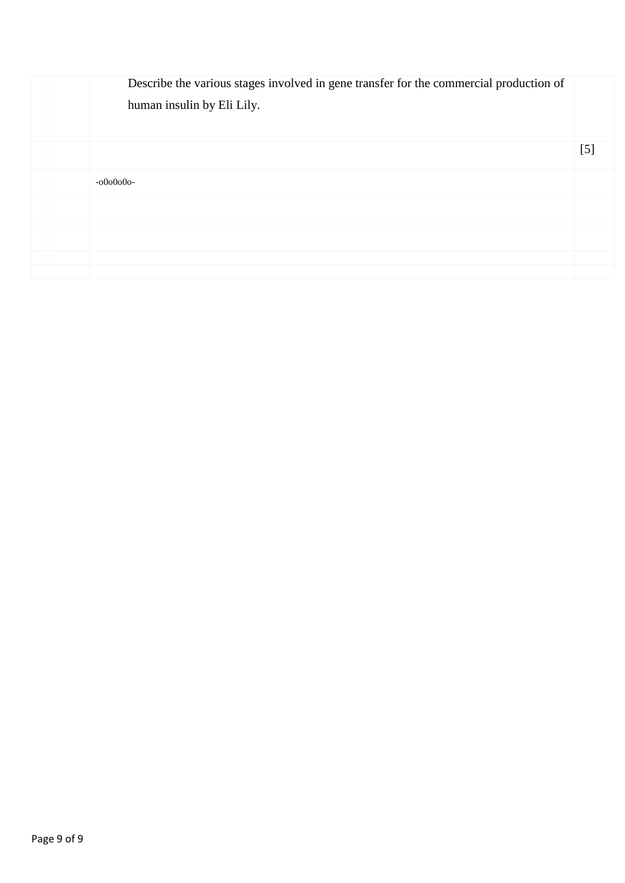Describe the various stages involved in gene transfer for the commercial production of human insulin by Eli Lily.

[5]

-o0o0o0o-